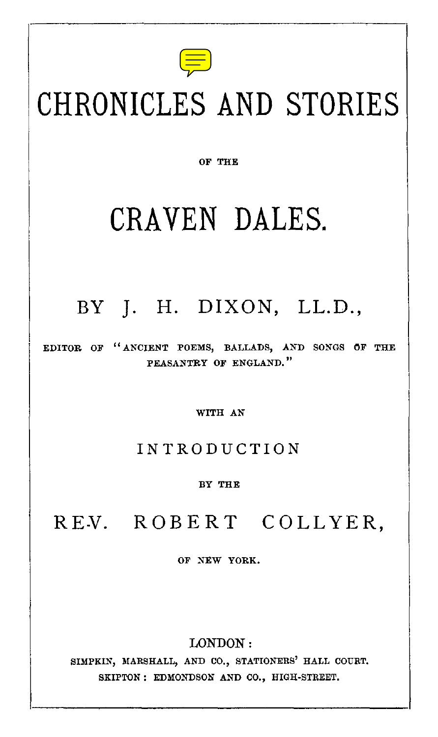# CHRONICLES AND STORIES

OF THE

# CRAVEN DALES.

## BY J. H. DIXON, LL.D.,

EDITOR OF "ANCIENT POEMS, BALLADS, AND SONGS OF THE PEASANTRY OF ENGLAND."

WITH AN

INTRODUCTION

BY THE

REV. ROBERT COLLYER,

OF NEW YORK.

LONDON:

SIMPKIN, MARSHALL, AND CO., STATIONERS' HALL COURT.

SKIPTON: EDMONDSON AND CO., HIGH-STREET.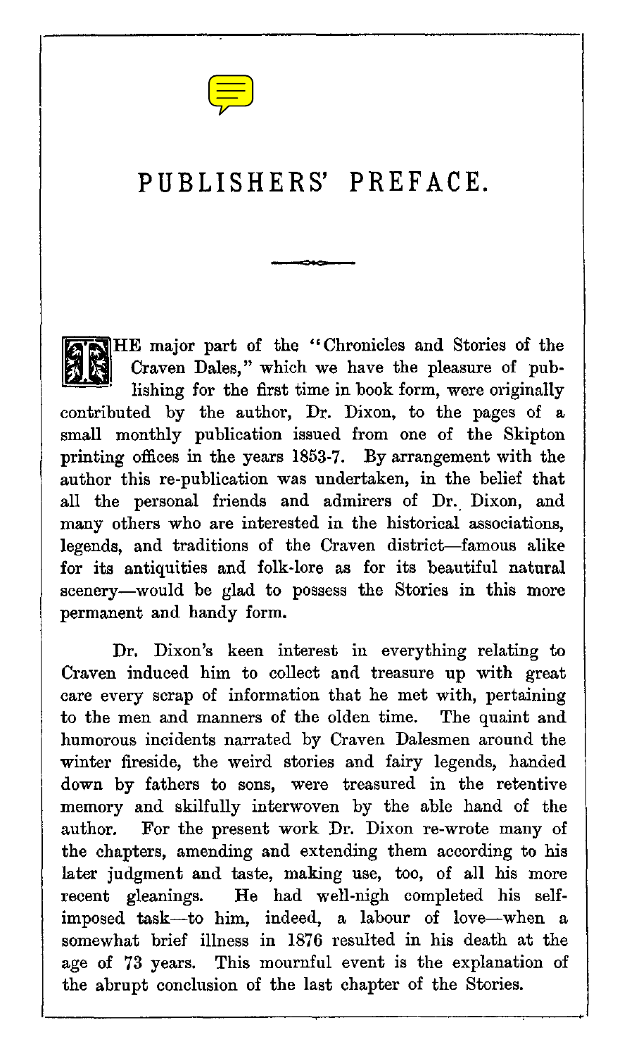# PUBLISHERS' PREFACE.

THE major part of the "Chronicles and Stories of the Craven Dales," which we have the pleasure of publishing for the first time in book form, were originally contributed by the author, Dr. Dixon, to the pages of a small monthly publication issued from one of the Skipton printing offices in the years 1853-7. By arrangement with the author this re-publication was undertaken, in the belief that all the personal friends and admirers of Dr. Dixon, and many others who are interested in the historical associations, legends, and traditions of the Craven district—famous alike for its antiquities and folk-lore as for its beautiful natural scenery—would be glad to possess the Stories in this more permanent and handy form.

Dr. Dixon's keen interest in everything relating to Craven induced him to collect and treasure up with great care every scrap of information that he met with, pertaining to the men and manners of the olden time. The quaint and humorous incidents narrated by Craven Dalesmen around the winter fireside, the weird stories and fairy legends, handed down by fathers to sons, were treasured in the retentive memory and skilfully interwoven by the able hand of the author. For the present work Dr. Dixon re-wrote many of the chapters, amending and extending them according to his later judgment and taste, making use, too, of all his more recent gleanings. He had well-nigh completed his self-imposed task—to him, indeed, a labour of love—when a somewhat brief illness in 1876 resulted in his death at the age of 73 years. This mournful event is the explanation of the abrupt conclusion of the last chapter of the Stories.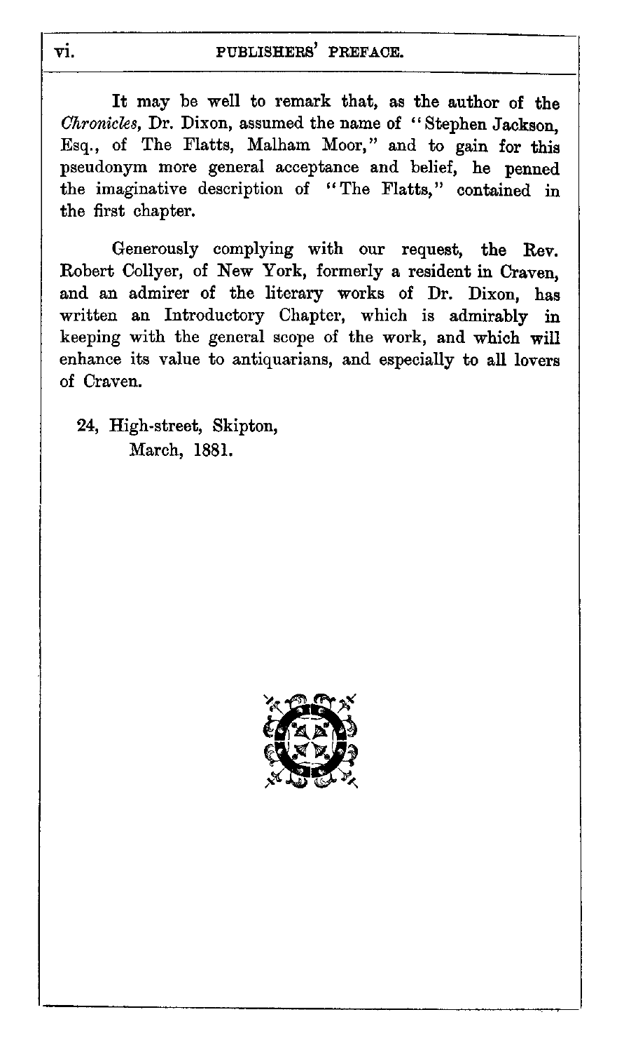It may be well to remark that, as the author of the *Chronicles*, Dr. Dixon, assumed the name of "Stephen Jackson, Esq., of The Flatts, Malham Moor," and to gain for this pseudonym more general acceptance and belief, he penned the imaginative description of "The Flatts," contained in the first chapter.

Generously complying with our request, the Rev. Robert Collyer, of New York, formerly a resident in Craven, and an admirer of the literary works of Dr. Dixon, has written an Introductory Chapter, which is admirably in keeping with the general scope of the work, and which will enhance its value to antiquarians, and especially to all lovers of Craven.

24, High-street, Skipton,
March, 1881.